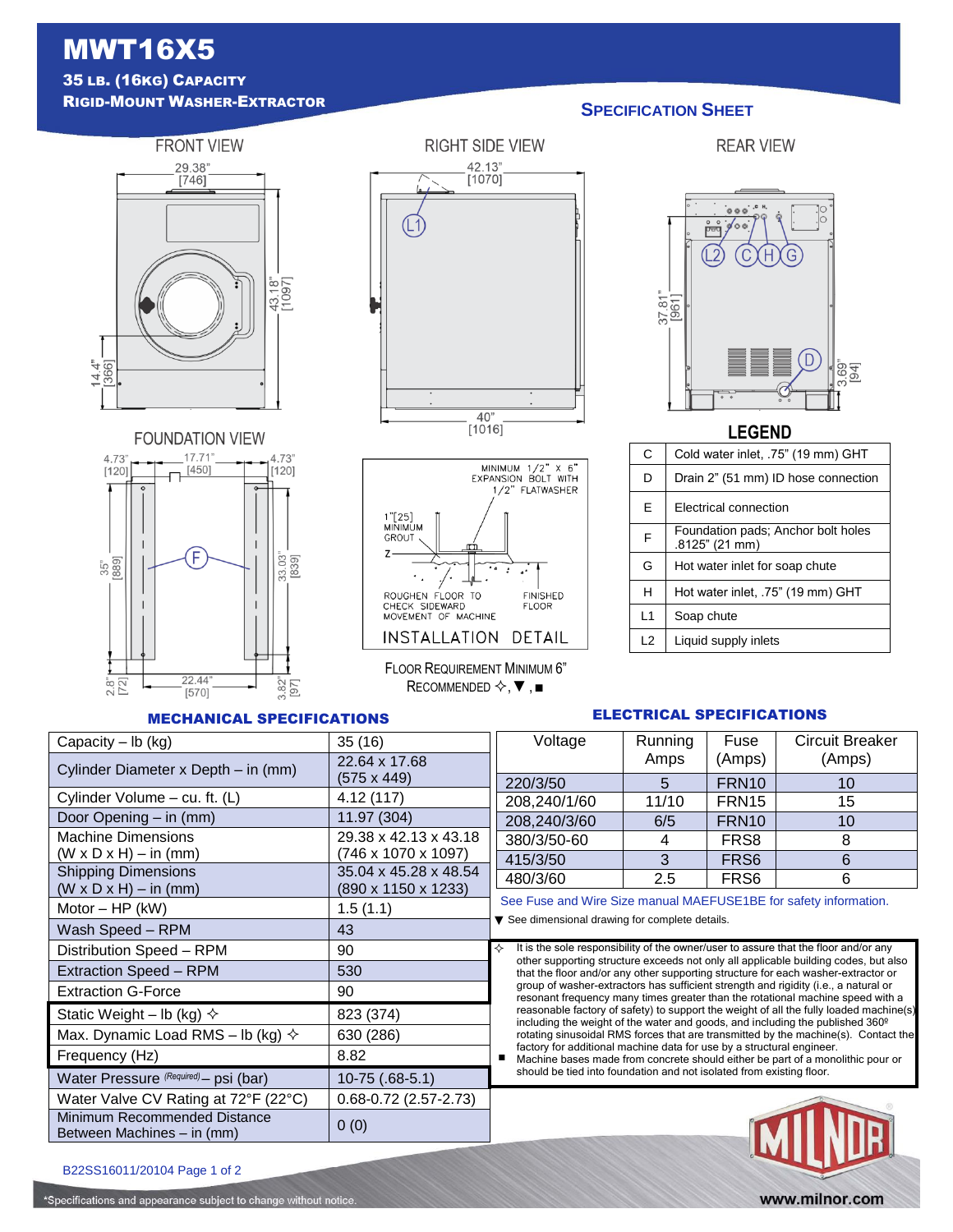# MWT16X5

**35 LB. (16KG) CAPACITY**
**RIGID-MOUNT WASHER-EXTRACTOR**

## SPECIFICATION SHEET

FRONT VIEW

29.38" [746]
43.18" [1097]
14.4" [366]

RIGHT SIDE VIEW

42.13" [1070]
40" [1016]

REAR VIEW

37.81" [961]
3.69" [94]

FOUNDATION VIEW

4.73" [120] — 17.71" [450] — 4.73" [120]
35" [889]
33.03" [839]
2.8" [72]
22.44" [570]
3.82" [97]

MINIMUM 1/2" X 6" EXPANSION BOLT WITH 1/2" FLATWASHER

1"[25] MINIMUM GROUT

ROUGHEN FLOOR TO CHECK SIDEWARD MOVEMENT OF MACHINE

FINISHED FLOOR

INSTALLATION DETAIL

FLOOR REQUIREMENT MINIMUM 6" RECOMMENDED ✧, ▼, ■

### LEGEND

| | |
|---|---|
| C | Cold water inlet, .75" (19 mm) GHT |
| D | Drain 2" (51 mm) ID hose connection |
| E | Electrical connection |
| F | Foundation pads; Anchor bolt holes .8125" (21 mm) |
| G | Hot water inlet for soap chute |
| H | Hot water inlet, .75" (19 mm) GHT |
| L1 | Soap chute |
| L2 | Liquid supply inlets |

## MECHANICAL SPECIFICATIONS

| | |
|---|---|
| Capacity – lb (kg) | 35 (16) |
| Cylinder Diameter x Depth – in (mm) | 22.64 x 17.68 (575 x 449) |
| Cylinder Volume – cu. ft. (L) | 4.12 (117) |
| Door Opening – in (mm) | 11.97 (304) |
| Machine Dimensions (W x D x H) – in (mm) | 29.38 x 42.13 x 43.18 (746 x 1070 x 1097) |
| Shipping Dimensions (W x D x H) – in (mm) | 35.04 x 45.28 x 48.54 (890 x 1150 x 1233) |
| Motor – HP (kW) | 1.5 (1.1) |
| Wash Speed – RPM | 43 |
| Distribution Speed – RPM | 90 |
| Extraction Speed – RPM | 530 |
| Extraction G-Force | 90 |
| Static Weight – lb (kg) ✧ | 823 (374) |
| Max. Dynamic Load RMS – lb (kg) ✧ | 630 (286) |
| Frequency (Hz) | 8.82 |
| Water Pressure (Required) – psi (bar) | 10-75 (.68-5.1) |
| Water Valve CV Rating at 72°F (22°C) | 0.68-0.72 (2.57-2.73) |
| Minimum Recommended Distance Between Machines – in (mm) | 0 (0) |

## ELECTRICAL SPECIFICATIONS

| Voltage | Running Amps | Fuse (Amps) | Circuit Breaker (Amps) |
|---|---|---|---|
| 220/3/50 | 5 | FRN10 | 10 |
| 208,240/1/60 | 11/10 | FRN15 | 15 |
| 208,240/3/60 | 6/5 | FRN10 | 10 |
| 380/3/50-60 | 4 | FRS8 | 8 |
| 415/3/50 | 3 | FRS6 | 6 |
| 480/3/60 | 2.5 | FRS6 | 6 |

See Fuse and Wire Size manual MAEFUSE1BE for safety information.

▼ See dimensional drawing for complete details.

✧ It is the sole responsibility of the owner/user to assure that the floor and/or any other supporting structure exceeds not only all applicable building codes, but also that the floor and/or any other supporting structure for each washer-extractor or group of washer-extractors has sufficient strength and rigidity (i.e., a natural or resonant frequency many times greater than the rotational machine speed with a reasonable factory of safety) to support the weight of all the fully loaded machine(s) including the weight of the water and goods, and including the published 360º rotating sinusoidal RMS forces that are transmitted by the machine(s). Contact the factory for additional machine data for use by a structural engineer.

■ Machine bases made from concrete should either be part of a monolithic pour or should be tied into foundation and not isolated from existing floor.

B22SS16011/20104

*Specifications and appearance subject to change without notice.

www.milnor.com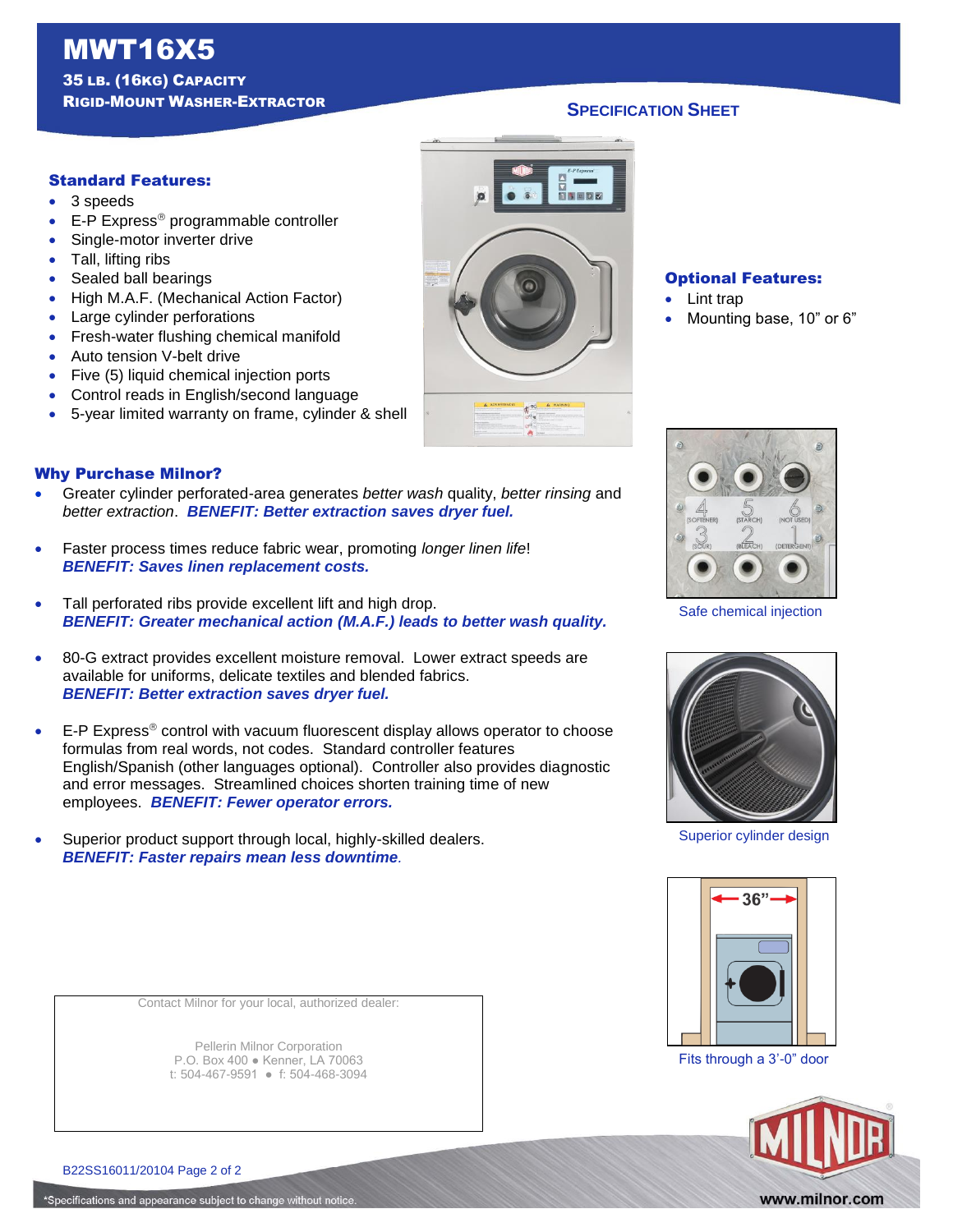# MWT16X5

**35 LB. (16KG) CAPACITY**
**RIGID-MOUNT WASHER-EXTRACTOR**

## SPECIFICATION SHEET

### Standard Features:

- 3 speeds
- E-P Express® programmable controller
- Single-motor inverter drive
- Tall, lifting ribs
- Sealed ball bearings
- High M.A.F. (Mechanical Action Factor)
- Large cylinder perforations
- Fresh-water flushing chemical manifold
- Auto tension V-belt drive
- Five (5) liquid chemical injection ports
- Control reads in English/second language
- 5-year limited warranty on frame, cylinder & shell

### Optional Features:

- Lint trap
- Mounting base, 10" or 6"

### Why Purchase Milnor?

- Greater cylinder perforated-area generates *better wash* quality, *better rinsing* and *better extraction*. ***BENEFIT: Better extraction saves dryer fuel.***

- Faster process times reduce fabric wear, promoting *longer linen life*! ***BENEFIT: Saves linen replacement costs.***

- Tall perforated ribs provide excellent lift and high drop. ***BENEFIT: Greater mechanical action (M.A.F.) leads to better wash quality.***

- 80-G extract provides excellent moisture removal. Lower extract speeds are available for uniforms, delicate textiles and blended fabrics. ***BENEFIT: Better extraction saves dryer fuel.***

- E-P Express® control with vacuum fluorescent display allows operator to choose formulas from real words, not codes. Standard controller features English/Spanish (other languages optional). Controller also provides diagnostic and error messages. Streamlined choices shorten training time of new employees. ***BENEFIT: Fewer operator errors.***

- Superior product support through local, highly-skilled dealers. ***BENEFIT: Faster repairs mean less downtime.***

Safe chemical injection

Superior cylinder design

Fits through a 3'-0" door

Contact Milnor for your local, authorized dealer:

Pellerin Milnor Corporation
P.O. Box 400 ● Kenner, LA 70063
t: 504-467-9591 ● f: 504-468-3094

B22SS16011/20104

*Specifications and appearance subject to change without notice.

www.milnor.com